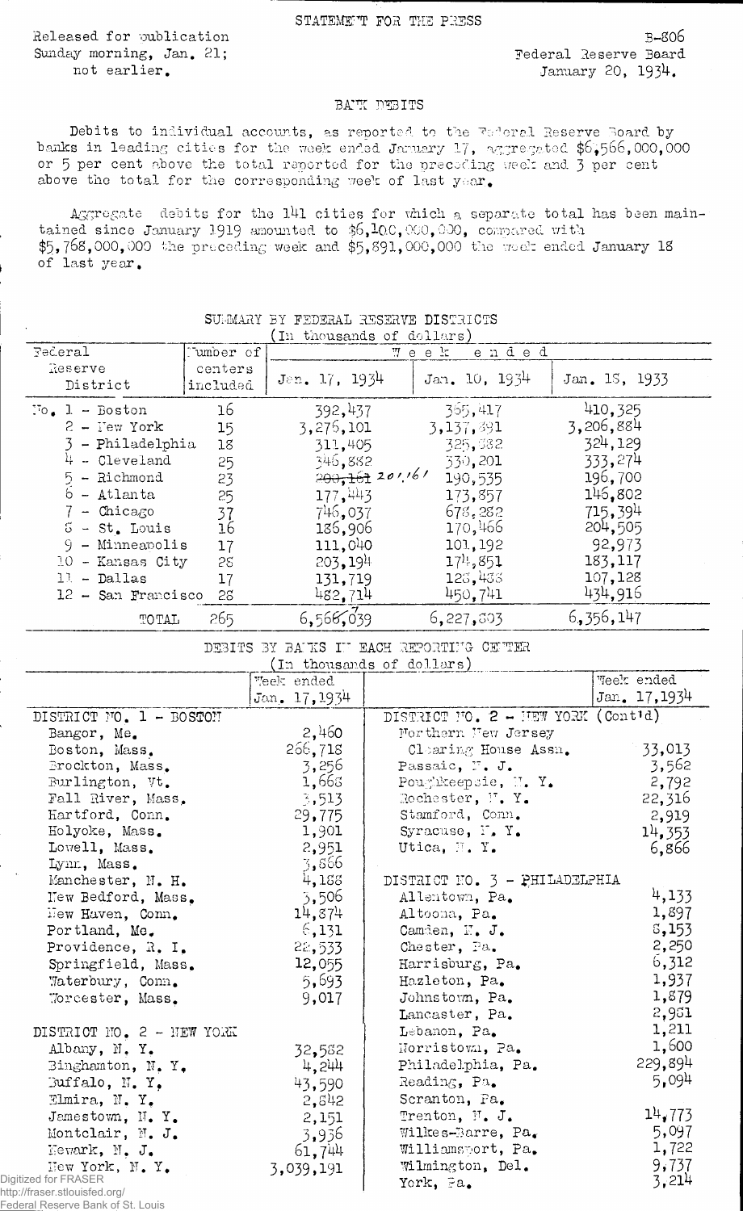STATEMENT FOR THE PRESS

Released for publication Sunday morning, Jan. 21; not earlier.

B-806
Federal Reserve Board
January 20, 1934.

## BANK DEBITS

Debits to individual accounts, as reported to the Federal Reserve Board by banks in leading cities for the week ended January 17, aggregated $6,566,000,000 or 5 per cent above the total reported for the preceding week and 3 per cent above the total for the corresponding week of last year.

Aggregate debits for the 141 cities for which a separate total has been maintained since January 1919 amounted to $6,100,000,000, compared with $5,768,000,000 the preceding week and $5,891,000,000 the week ended January 18 of last year.

### SUMMARY BY FEDERAL RESERVE DISTRICTS
(In thousands of dollars)

| Federal Reserve District | Number of centers included | Week ended Jan. 17, 1934 | Week ended Jan. 10, 1934 | Week ended Jan. 18, 1933 |
|---|---|---|---|---|
| No. 1 - Boston | 16 | 392,437 | 365,417 | 410,325 |
| 2 - New York | 15 | 3,276,101 | 3,137,891 | 3,206,884 |
| 3 - Philadelphia | 18 | 311,405 | 325,382 | 324,129 |
| 4 - Cleveland | 25 | 346,882 | 330,201 | 333,274 |
| 5 - Richmond | 23 | ~~200,161~~ 201,161 | 190,535 | 196,700 |
| 6 - Atlanta | 25 | 177,443 | 173,857 | 146,802 |
| 7 - Chicago | 37 | 746,037 | 678,282 | 715,394 |
| 8 - St. Louis | 16 | 186,906 | 170,466 | 204,505 |
| 9 - Minneapolis | 17 | 111,040 | 101,192 | 92,973 |
| 10 - Kansas City | 28 | 203,194 | 174,851 | 183,117 |
| 11 - Dallas | 17 | 131,719 | 128,438 | 107,128 |
| 12 - San Francisco | 28 | 482,714 | 450,741 | 434,916 |
| TOTAL | 265 | 6,566,039 | 6,227,803 | 6,356,147 |

### DEBITS BY BANKS IN EACH REPORTING CENTER
(In thousands of dollars)

| | Week ended Jan. 17, 1934 |
|---|---|
| **DISTRICT NO. 1 - BOSTON** | |
| Bangor, Me. | 2,460 |
| Boston, Mass. | 266,718 |
| Brockton, Mass. | 3,256 |
| Burlington, Vt. | 1,668 |
| Fall River, Mass. | 3,513 |
| Hartford, Conn. | 29,775 |
| Holyoke, Mass. | 1,901 |
| Lowell, Mass. | 2,951 |
| Lynn, Mass. | 3,866 |
| Manchester, N. H. | 4,188 |
| New Bedford, Mass. | 3,506 |
| New Haven, Conn. | 14,874 |
| Portland, Me. | 6,131 |
| Providence, R. I. | 22,533 |
| Springfield, Mass. | 12,055 |
| Waterbury, Conn. | 5,693 |
| Worcester, Mass. | 9,017 |
| **DISTRICT NO. 2 - NEW YORK** | |
| Albany, N. Y. | 32,582 |
| Binghamton, N. Y. | 4,244 |
| Buffalo, N. Y. | 43,590 |
| Elmira, N. Y. | 2,842 |
| Jamestown, N. Y. | 2,151 |
| Montclair, N. J. | 3,936 |
| Newark, N. J. | 61,744 |
| New York, N. Y. | 3,039,191 |
| **DISTRICT NO. 2 - NEW YORK (Cont'd)** | |
| Northern New Jersey Clearing House Assn. | 33,013 |
| Passaic, N. J. | 3,562 |
| Poughkeepsie, N. Y. | 2,792 |
| Rochester, N. Y. | 22,316 |
| Stamford, Conn. | 2,919 |
| Syracuse, N. Y. | 14,353 |
| Utica, N. Y. | 6,866 |
| **DISTRICT NO. 3 - PHILADELPHIA** | |
| Allentown, Pa. | 4,133 |
| Altoona, Pa. | 1,897 |
| Camden, N. J. | 8,153 |
| Chester, Pa. | 2,250 |
| Harrisburg, Pa. | 6,312 |
| Hazleton, Pa. | 1,937 |
| Johnstown, Pa. | 1,879 |
| Lancaster, Pa. | 2,981 |
| Lebanon, Pa. | 1,211 |
| Norristown, Pa. | 1,600 |
| Philadelphia, Pa. | 229,894 |
| Reading, Pa. | 5,094 |
| Scranton, Pa. | |
| Trenton, N. J. | 14,773 |
| Wilkes-Barre, Pa. | 5,097 |
| Williamsport, Pa. | 1,722 |
| Wilmington, Del. | 9,737 |
| York, Pa. | 3,214 |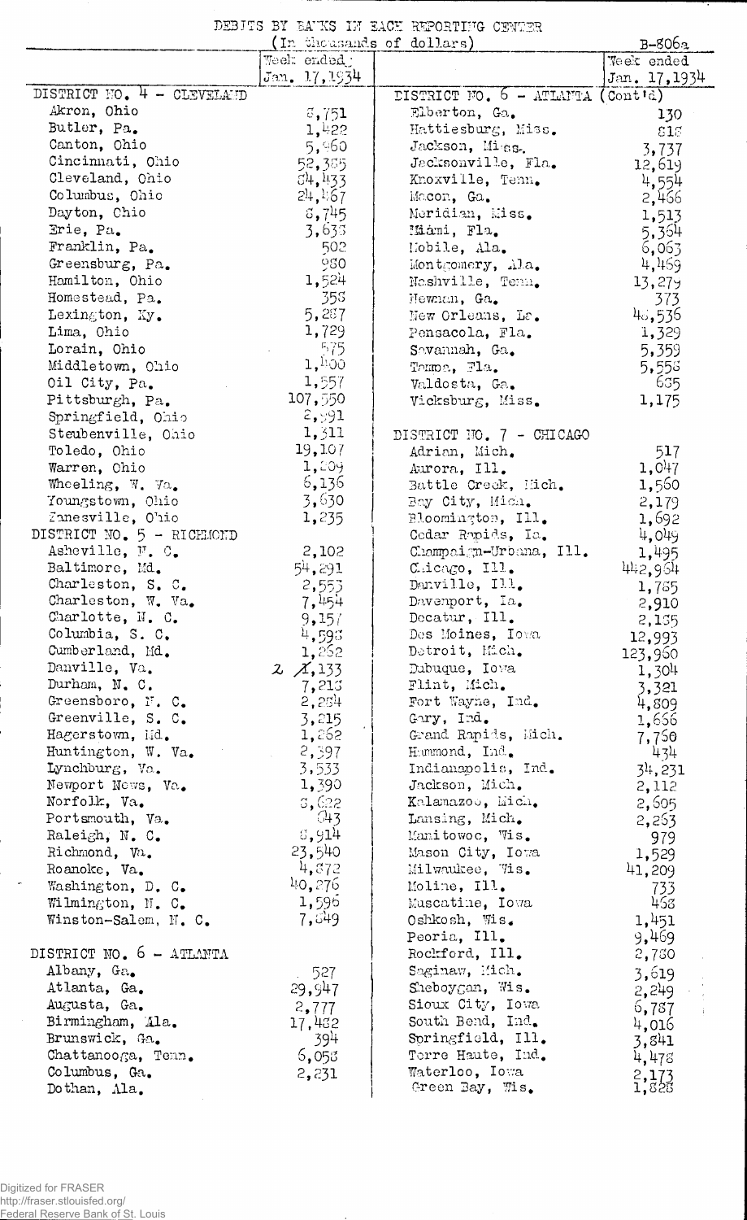DEBITS BY BANKS IN EACH REPORTING CENTER

(In thousands of dollars)

B-806a

| | Week ended Jan. 17, 1934 | | Week ended Jan. 17, 1934 |
|---|---|---|---|
| DISTRICT NO. 4 - CLEVELAND | | DISTRICT NO. 6 - ATLANTA (Cont'd) | |
| Akron, Ohio | 8,751 | Elberton, Ga. | 130 |
| Butler, Pa. | 1,422 | Hattiesburg, Miss. | 818 |
| Canton, Ohio | 5,960 | Jackson, Miss. | 3,737 |
| Cincinnati, Ohio | 52,385 | Jacksonville, Fla. | 12,619 |
| Cleveland, Ohio | 84,433 | Knoxville, Tenn. | 4,554 |
| Columbus, Ohio | 24,467 | Macon, Ga. | 2,466 |
| Dayton, Ohio | 8,745 | Meridian, Miss. | 1,513 |
| Erie, Pa. | 3,633 | Miami, Fla. | 5,364 |
| Franklin, Pa. | 502 | Mobile, Ala. | 6,063 |
| Greensburg, Pa. | 980 | Montgomery, Ala. | 4,469 |
| Hamilton, Ohio | 1,524 | Nashville, Tenn. | 13,279 |
| Homestead, Pa. | 358 | Newnan, Ga. | 373 |
| Lexington, Ky. | 5,287 | New Orleans, La. | 48,536 |
| Lima, Ohio | 1,729 | Pensacola, Fla. | 1,329 |
| Lorain, Ohio | 575 | Savannah, Ga. | 5,359 |
| Middletown, Ohio | 1,400 | Tampa, Fla. | 5,558 |
| Oil City, Pa. | 1,557 | Valdosta, Ga. | 605 |
| Pittsburgh, Pa. | 107,550 | Vicksburg, Miss. | 1,175 |
| Springfield, Ohio | 2,891 | | |
| Steubenville, Ohio | 1,311 | DISTRICT NO. 7 - CHICAGO | |
| Toledo, Ohio | 19,107 | Adrian, Mich. | 517 |
| Warren, Ohio | 1,209 | Aurora, Ill. | 1,047 |
| Wheeling, W. Va. | 6,136 | Battle Creek, Mich. | 1,560 |
| Youngstown, Ohio | 3,630 | Bay City, Mich. | 2,179 |
| Zanesville, Ohio | 1,235 | Bloomington, Ill. | 1,692 |
| DISTRICT NO. 5 - RICHMOND | | Cedar Rapids, Ia. | 4,049 |
| Asheville, N. C. | 2,102 | Champaign-Urbana, Ill. | 1,495 |
| Baltimore, Md. | 54,291 | Chicago, Ill. | 442,964 |
| Charleston, S. C. | 2,553 | Danville, Ill. | 1,765 |
| Charleston, W. Va. | 7,454 | Davenport, Ia. | 2,910 |
| Charlotte, N. C. | 9,157 | Decatur, Ill. | 2,135 |
| Columbia, S. C. | 4,598 | Des Moines, Iowa | 12,993 |
| Cumberland, Md. | 1,862 | Detroit, Mich. | 123,960 |
| Danville, Va. | 2,133 | Dubuque, Iowa | 1,304 |
| Durham, N. C. | 7,213 | Flint, Mich. | 3,321 |
| Greensboro, N. C. | 2,284 | Fort Wayne, Ind. | 4,809 |
| Greenville, S. C. | 3,215 | Gary, Ind. | 1,656 |
| Hagerstown, Md. | 1,262 | Grand Rapids, Mich. | 7,750 |
| Huntington, W. Va. | 2,397 | Hammond, Ind. | 434 |
| Lynchburg, Va. | 3,533 | Indianapolis, Ind. | 34,231 |
| Newport News, Va. | 1,390 | Jackson, Mich. | 2,112 |
| Norfolk, Va. | 8,622 | Kalamazoo, Mich. | 2,605 |
| Portsmouth, Va. | 643 | Lansing, Mich. | 2,263 |
| Raleigh, N. C. | 8,914 | Manitowoc, Wis. | 979 |
| Richmond, Va. | 23,540 | Mason City, Iowa | 1,529 |
| Roanoke, Va. | 4,872 | Milwaukee, Wis. | 41,209 |
| Washington, D. C. | 40,276 | Moline, Ill. | 733 |
| Wilmington, N. C. | 1,596 | Muscatine, Iowa | 468 |
| Winston-Salem, N. C. | 7,649 | Oshkosh, Wis. | 1,451 |
| | | Peoria, Ill. | 9,469 |
| DISTRICT NO. 6 - ATLANTA | | Rockford, Ill. | 2,780 |
| Albany, Ga. | 527 | Saginaw, Mich. | 3,619 |
| Atlanta, Ga. | 29,947 | Sheboygan, Wis. | 2,249 |
| Augusta, Ga. | 2,777 | Sioux City, Iowa | 6,787 |
| Birmingham, Ala. | 17,482 | South Bend, Ind. | 4,016 |
| Brunswick, Ga. | 394 | Springfield, Ill. | 3,841 |
| Chattanooga, Tenn. | 6,058 | Terre Haute, Ind. | 4,478 |
| Columbus, Ga. | 2,231 | Waterloo, Iowa | 2,173 |
| Dothan, Ala. | | Green Bay, Wis. | 1,828 |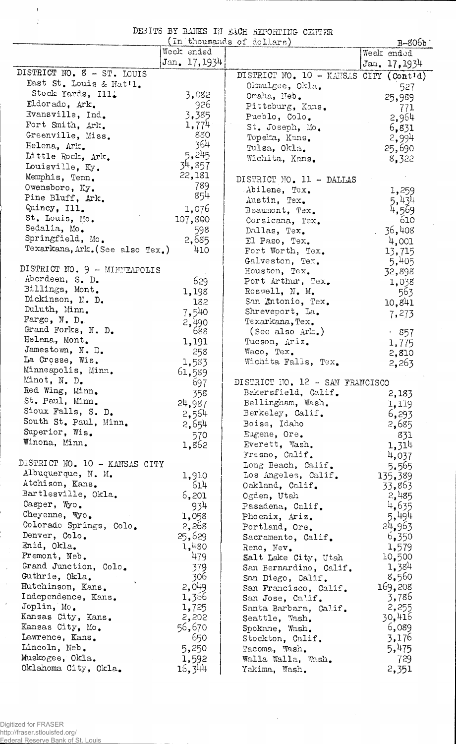# DEBITS BY BANKS IN EACH REPORTING CENTER

(In thousands of dollars)

B-806b

| | Week ended Jan. 17, 1934 |
|---|---|
| **DISTRICT NO. 8 - ST. LOUIS** | |
| East St. Louis & Nat'l. Stock Yards, Ill. | 3,082 |
| Eldorado, Ark. | 926 |
| Evansville, Ind. | 3,385 |
| Fort Smith, Ark. | 1,774 |
| Greenville, Miss. | 880 |
| Helena, Ark. | 364 |
| Little Rock, Ark. | 5,245 |
| Louisville, Ky. | 34,357 |
| Memphis, Tenn. | 22,181 |
| Owensboro, Ky. | 789 |
| Pine Bluff, Ark. | 854 |
| Quincy, Ill. | 1,076 |
| St. Louis, Mo. | 107,890 |
| Sedalia, Mo. | 598 |
| Springfield, Mo. | 2,685 |
| Texarkana, Ark. (See also Tex.) | 410 |
| **DISTRICT NO. 9 - MINNEAPOLIS** | |
| Aberdeen, S. D. | 629 |
| Billings, Mont. | 1,198 |
| Dickinson, N. D. | 182 |
| Duluth, Minn. | 7,540 |
| Fargo, N. D. | 2,490 |
| Grand Forks, N. D. | 688 |
| Helena, Mont. | 1,191 |
| Jamestown, N. D. | 258 |
| La Crosse, Wis. | 1,583 |
| Minneapolis, Minn. | 61,589 |
| Minot, N. D. | 697 |
| Red Wing, Minn. | 358 |
| St. Paul, Minn. | 24,987 |
| Sioux Falls, S. D. | 2,564 |
| South St. Paul, Minn. | 2,654 |
| Superior, Wis. | 570 |
| Winona, Minn. | 1,862 |
| **DISTRICT NO. 10 - KANSAS CITY** | |
| Albuquerque, N. M. | 1,910 |
| Atchison, Kans. | 614 |
| Bartlesville, Okla. | 6,201 |
| Casper, Wyo. | 934 |
| Cheyenne, Wyo. | 1,058 |
| Colorado Springs, Colo. | 2,268 |
| Denver, Colo. | 25,629 |
| Enid, Okla. | 1,480 |
| Fremont, Neb. | 479 |
| Grand Junction, Colo. | 379 |
| Guthrie, Okla. | 306 |
| Hutchinson, Kans. | 2,049 |
| Independence, Kans. | 1,366 |
| Joplin, Mo. | 1,725 |
| Kansas City, Kans. | 2,202 |
| Kansas City, Mo. | 56,670 |
| Lawrence, Kans. | 650 |
| Lincoln, Neb. | 5,250 |
| Muskogee, Okla. | 1,592 |
| Oklahoma City, Okla. | 16,344 |
| **DISTRICT NO. 10 - KANSAS CITY (Cont'd)** | |
| Okmulgee, Okla. | 527 |
| Omaha, Neb. | 25,989 |
| Pittsburg, Kans. | 771 |
| Pueblo, Colo. | 2,964 |
| St. Joseph, Mo. | 6,831 |
| Topeka, Kans. | 2,994 |
| Tulsa, Okla. | 25,690 |
| Wichita, Kans. | 8,322 |
| **DISTRICT NO. 11 - DALLAS** | |
| Abilene, Tex. | 1,259 |
| Austin, Tex. | 5,434 |
| Beaumont, Tex. | 4,569 |
| Corsicana, Tex. | 610 |
| Dallas, Tex. | 36,408 |
| El Paso, Tex. | 4,001 |
| Fort Worth, Tex. | 13,715 |
| Galveston, Tex. | 5,405 |
| Houston, Tex. | 32,898 |
| Port Arthur, Tex. | 1,038 |
| Roswell, N. M. | 563 |
| San Antonio, Tex. | 10,841 |
| Shreveport, La. | 7,273 |
| Texarkana, Tex. (See also Ark.) | 857 |
| Tucson, Ariz. | 1,775 |
| Waco, Tex. | 2,810 |
| Wichita Falls, Tex. | 2,263 |
| **DISTRICT NO. 12 - SAN FRANCISCO** | |
| Bakersfield, Calif. | 2,183 |
| Bellingham, Wash. | 1,119 |
| Berkeley, Calif. | 6,293 |
| Boise, Idaho | 2,685 |
| Eugene, Ore. | 831 |
| Everett, Wash. | 1,314 |
| Fresno, Calif. | 4,037 |
| Long Beach, Calif. | 5,565 |
| Los Angeles, Calif. | 135,389 |
| Oakland, Calif. | 33,863 |
| Ogden, Utah | 2,485 |
| Pasadena, Calif. | 4,635 |
| Phoenix, Ariz. | 5,494 |
| Portland, Ore. | 24,963 |
| Sacramento, Calif. | 6,350 |
| Reno, Nev. | 1,579 |
| Salt Lake City, Utah | 10,500 |
| San Bernardino, Calif. | 1,384 |
| San Diego, Calif. | 8,560 |
| San Francisco, Calif. | 169,208 |
| San Jose, Calif. | 3,786 |
| Santa Barbara, Calif. | 2,255 |
| Seattle, Wash. | 30,416 |
| Spokane, Wash. | 6,089 |
| Stockton, Calif. | 3,176 |
| Tacoma, Wash. | 5,475 |
| Walla Walla, Wash. | 729 |
| Yakima, Wash. | 2,351 |